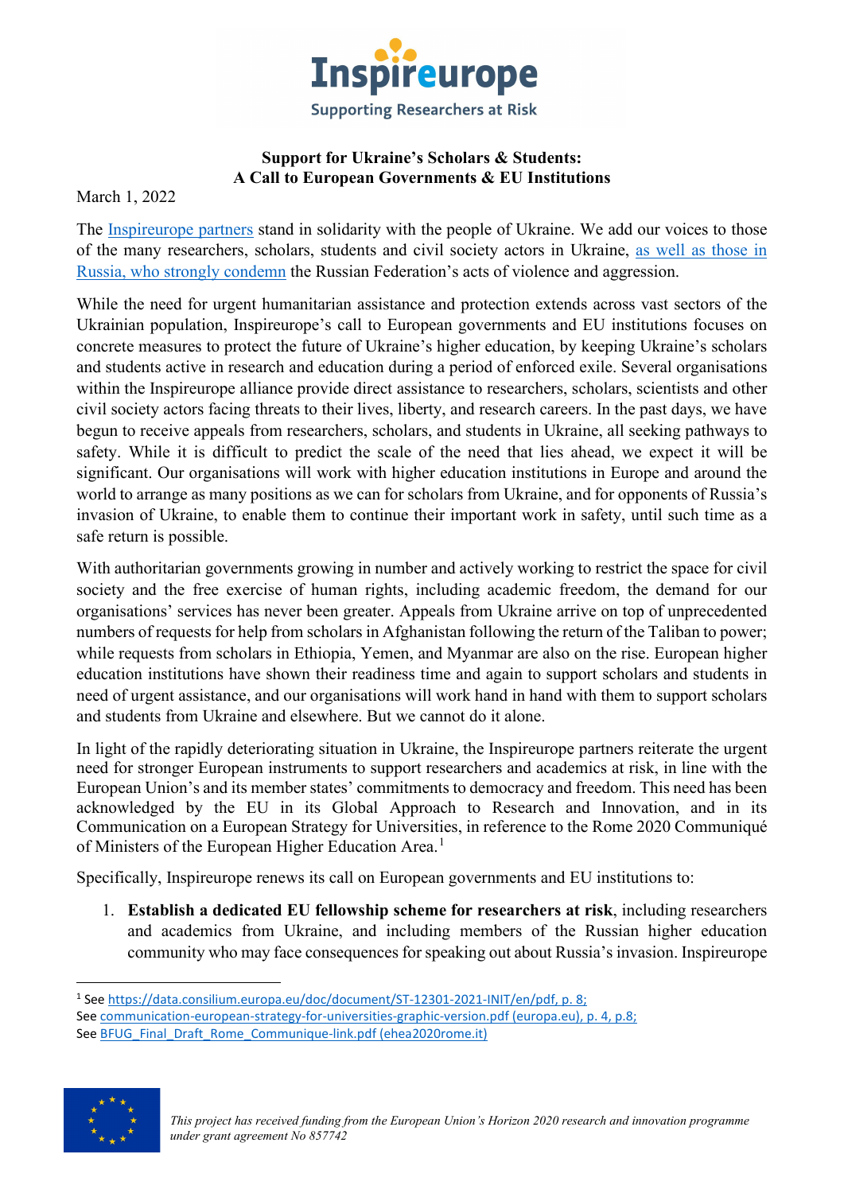**Support for Ukraine's Scholars & Students:**
**A Call to European Governments & EU Institutions**

March 1, 2022

The Inspireurope partners stand in solidarity with the people of Ukraine. We add our voices to those of the many researchers, scholars, students and civil society actors in Ukraine, as well as those in Russia, who strongly condemn the Russian Federation's acts of violence and aggression.

While the need for urgent humanitarian assistance and protection extends across vast sectors of the Ukrainian population, Inspireurope's call to European governments and EU institutions focuses on concrete measures to protect the future of Ukraine's higher education, by keeping Ukraine's scholars and students active in research and education during a period of enforced exile. Several organisations within the Inspireurope alliance provide direct assistance to researchers, scholars, scientists and other civil society actors facing threats to their lives, liberty, and research careers. In the past days, we have begun to receive appeals from researchers, scholars, and students in Ukraine, all seeking pathways to safety. While it is difficult to predict the scale of the need that lies ahead, we expect it will be significant. Our organisations will work with higher education institutions in Europe and around the world to arrange as many positions as we can for scholars from Ukraine, and for opponents of Russia's invasion of Ukraine, to enable them to continue their important work in safety, until such time as a safe return is possible.

With authoritarian governments growing in number and actively working to restrict the space for civil society and the free exercise of human rights, including academic freedom, the demand for our organisations' services has never been greater. Appeals from Ukraine arrive on top of unprecedented numbers of requests for help from scholars in Afghanistan following the return of the Taliban to power; while requests from scholars in Ethiopia, Yemen, and Myanmar are also on the rise. European higher education institutions have shown their readiness time and again to support scholars and students in need of urgent assistance, and our organisations will work hand in hand with them to support scholars and students from Ukraine and elsewhere. But we cannot do it alone.

In light of the rapidly deteriorating situation in Ukraine, the Inspireurope partners reiterate the urgent need for stronger European instruments to support researchers and academics at risk, in line with the European Union's and its member states' commitments to democracy and freedom. This need has been acknowledged by the EU in its Global Approach to Research and Innovation, and in its Communication on a European Strategy for Universities, in reference to the Rome 2020 Communiqué of Ministers of the European Higher Education Area.[1]

Specifically, Inspireurope renews its call on European governments and EU institutions to:

1. **Establish a dedicated EU fellowship scheme for researchers at risk**, including researchers and academics from Ukraine, and including members of the Russian higher education community who may face consequences for speaking out about Russia's invasion. Inspireurope

---

[1] See https://data.consilium.europa.eu/doc/document/ST-12301-2021-INIT/en/pdf, p. 8;
See communication-european-strategy-for-universities-graphic-version.pdf (europa.eu), p. 4, p.8;
See BFUG_Final_Draft_Rome_Communique-link.pdf (ehea2020rome.it)

*This project has received funding from the European Union's Horizon 2020 research and innovation programme under grant agreement No 857742*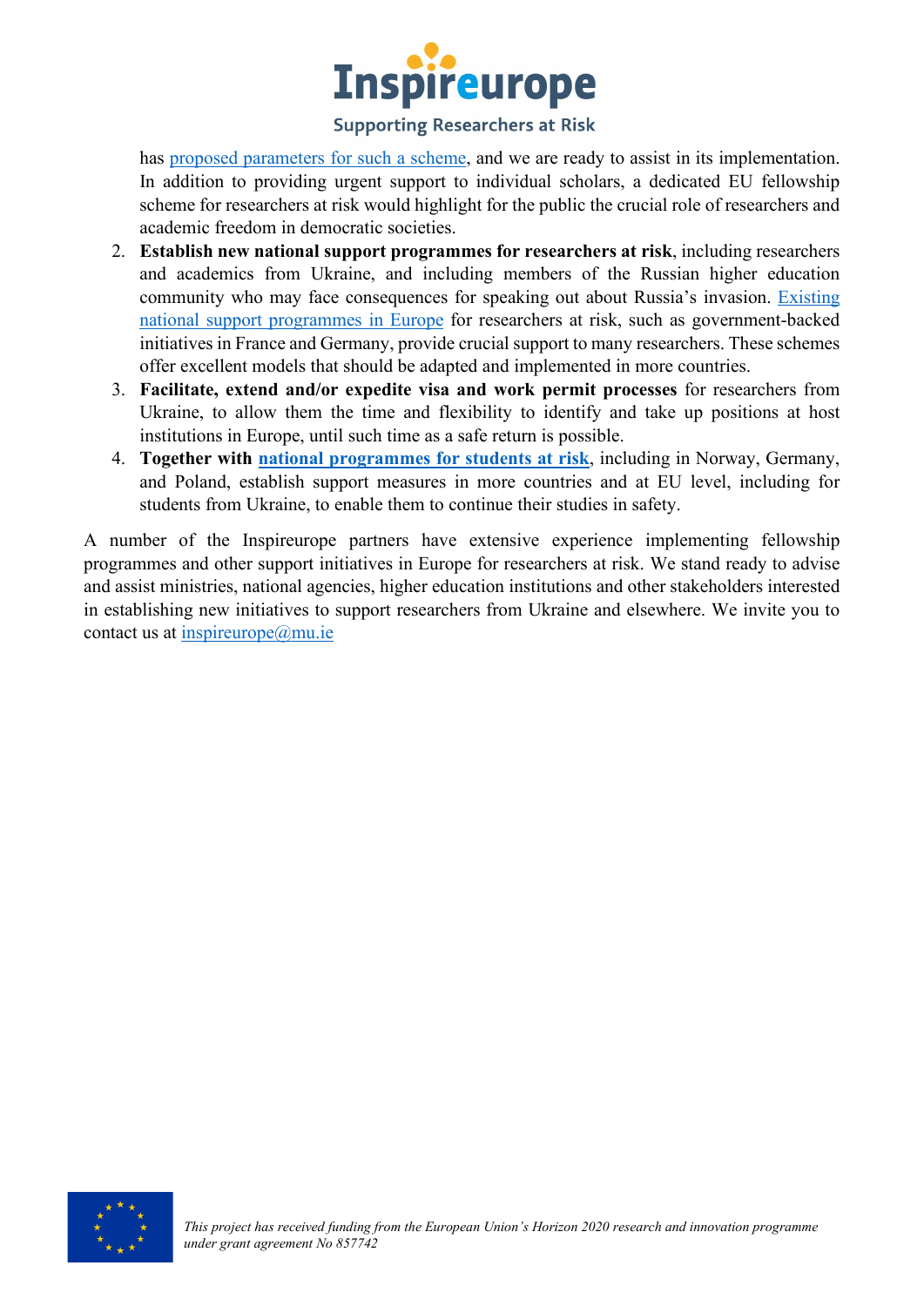has proposed parameters for such a scheme, and we are ready to assist in its implementation. In addition to providing urgent support to individual scholars, a dedicated EU fellowship scheme for researchers at risk would highlight for the public the crucial role of researchers and academic freedom in democratic societies.

2. **Establish new national support programmes for researchers at risk**, including researchers and academics from Ukraine, and including members of the Russian higher education community who may face consequences for speaking out about Russia's invasion. Existing national support programmes in Europe for researchers at risk, such as government-backed initiatives in France and Germany, provide crucial support to many researchers. These schemes offer excellent models that should be adapted and implemented in more countries.
3. **Facilitate, extend and/or expedite visa and work permit processes** for researchers from Ukraine, to allow them the time and flexibility to identify and take up positions at host institutions in Europe, until such time as a safe return is possible.
4. **Together with national programmes for students at risk**, including in Norway, Germany, and Poland, establish support measures in more countries and at EU level, including for students from Ukraine, to enable them to continue their studies in safety.

A number of the Inspireurope partners have extensive experience implementing fellowship programmes and other support initiatives in Europe for researchers at risk. We stand ready to advise and assist ministries, national agencies, higher education institutions and other stakeholders interested in establishing new initiatives to support researchers from Ukraine and elsewhere. We invite you to contact us at inspireurope@mu.ie